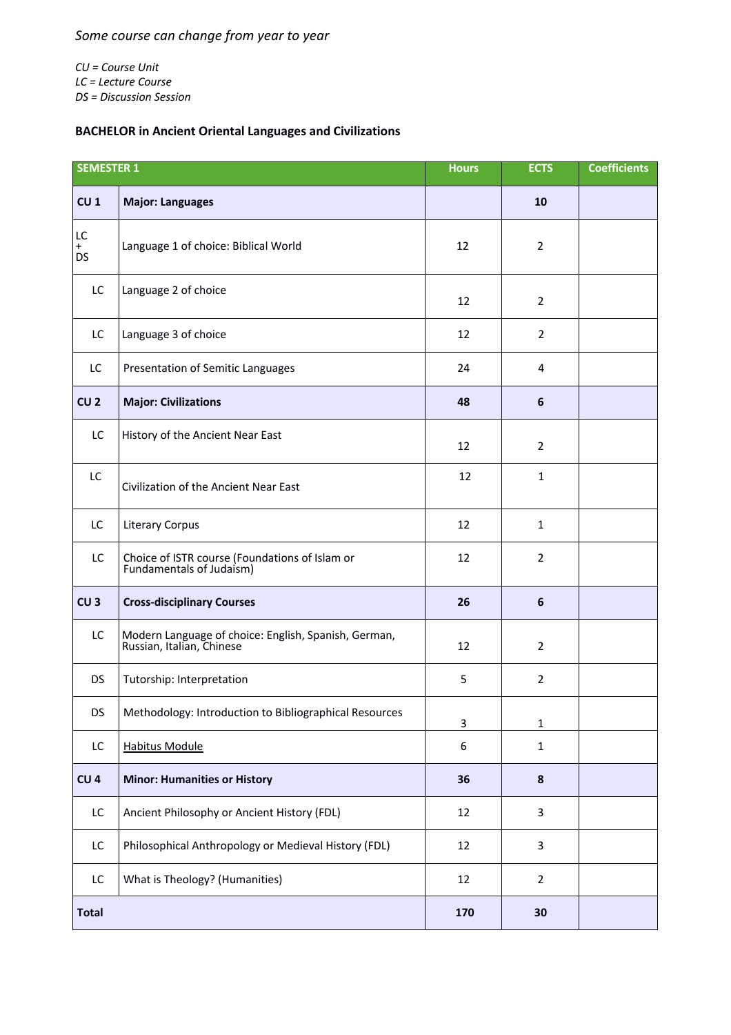*Some course can change from year to year*

*CU = Course Unit*
*LC = Lecture Course*
*DS = Discussion Session*

**BACHELOR in Ancient Oriental Languages and Civilizations**

| SEMESTER 1 | | Hours | ECTS | Coefficients |
|---|---|---|---|---|
| **CU 1** | **Major: Languages** | | **10** | |
| LC + DS | Language 1 of choice: Biblical World | 12 | 2 | |
| LC | Language 2 of choice | 12 | 2 | |
| LC | Language 3 of choice | 12 | 2 | |
| LC | Presentation of Semitic Languages | 24 | 4 | |
| **CU 2** | **Major: Civilizations** | **48** | **6** | |
| LC | History of the Ancient Near East | 12 | 2 | |
| LC | Civilization of the Ancient Near East | 12 | 1 | |
| LC | Literary Corpus | 12 | 1 | |
| LC | Choice of ISTR course (Foundations of Islam or Fundamentals of Judaism) | 12 | 2 | |
| **CU 3** | **Cross-disciplinary Courses** | **26** | **6** | |
| LC | Modern Language of choice: English, Spanish, German, Russian, Italian, Chinese | 12 | 2 | |
| DS | Tutorship: Interpretation | 5 | 2 | |
| DS | Methodology: Introduction to Bibliographical Resources | 3 | 1 | |
| LC | Habitus Module | 6 | 1 | |
| **CU 4** | **Minor: Humanities or History** | **36** | **8** | |
| LC | Ancient Philosophy or Ancient History (FDL) | 12 | 3 | |
| LC | Philosophical Anthropology or Medieval History (FDL) | 12 | 3 | |
| LC | What is Theology? (Humanities) | 12 | 2 | |
| **Total** | | **170** | **30** | |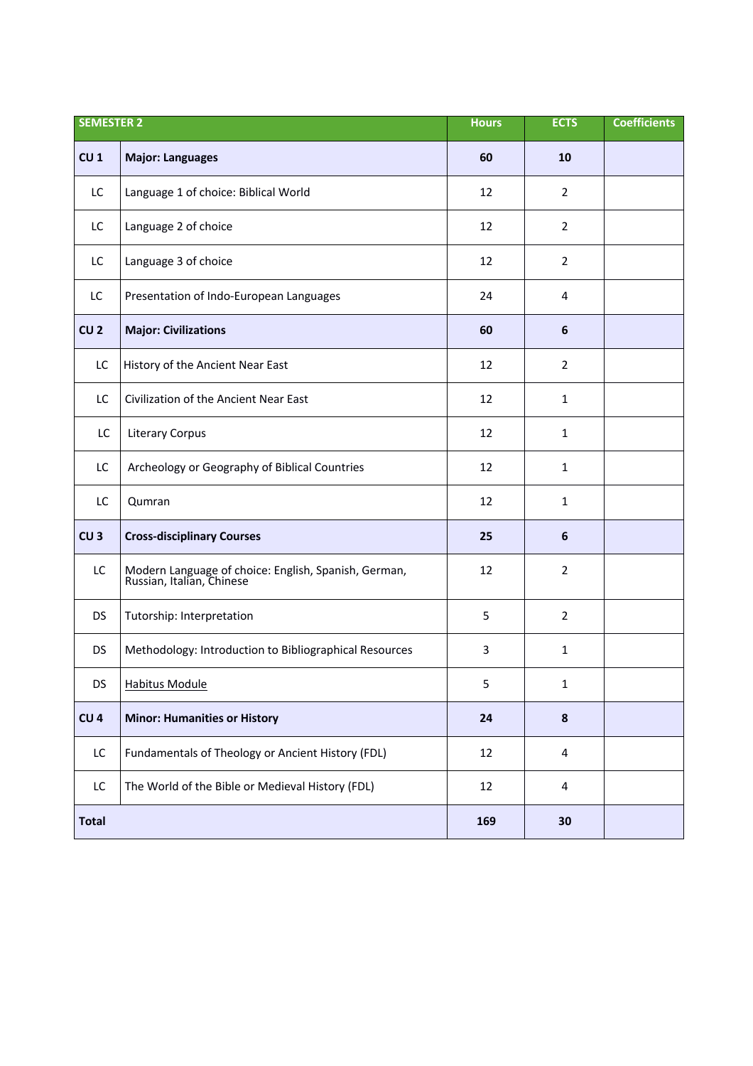| SEMESTER 2 | | Hours | ECTS | Coefficients |
|---|---|---|---|---|
| **CU 1** | **Major: Languages** | **60** | **10** | |
| LC | Language 1 of choice: Biblical World | 12 | 2 | |
| LC | Language 2 of choice | 12 | 2 | |
| LC | Language 3 of choice | 12 | 2 | |
| LC | Presentation of Indo-European Languages | 24 | 4 | |
| **CU 2** | **Major: Civilizations** | **60** | **6** | |
| LC | History of the Ancient Near East | 12 | 2 | |
| LC | Civilization of the Ancient Near East | 12 | 1 | |
| LC | Literary Corpus | 12 | 1 | |
| LC | Archeology or Geography of Biblical Countries | 12 | 1 | |
| LC | Qumran | 12 | 1 | |
| **CU 3** | **Cross-disciplinary Courses** | **25** | **6** | |
| LC | Modern Language of choice: English, Spanish, German, Russian, Italian, Chinese | 12 | 2 | |
| DS | Tutorship: Interpretation | 5 | 2 | |
| DS | Methodology: Introduction to Bibliographical Resources | 3 | 1 | |
| DS | Habitus Module | 5 | 1 | |
| **CU 4** | **Minor: Humanities or History** | **24** | **8** | |
| LC | Fundamentals of Theology or Ancient History (FDL) | 12 | 4 | |
| LC | The World of the Bible or Medieval History (FDL) | 12 | 4 | |
| **Total** | | **169** | **30** | |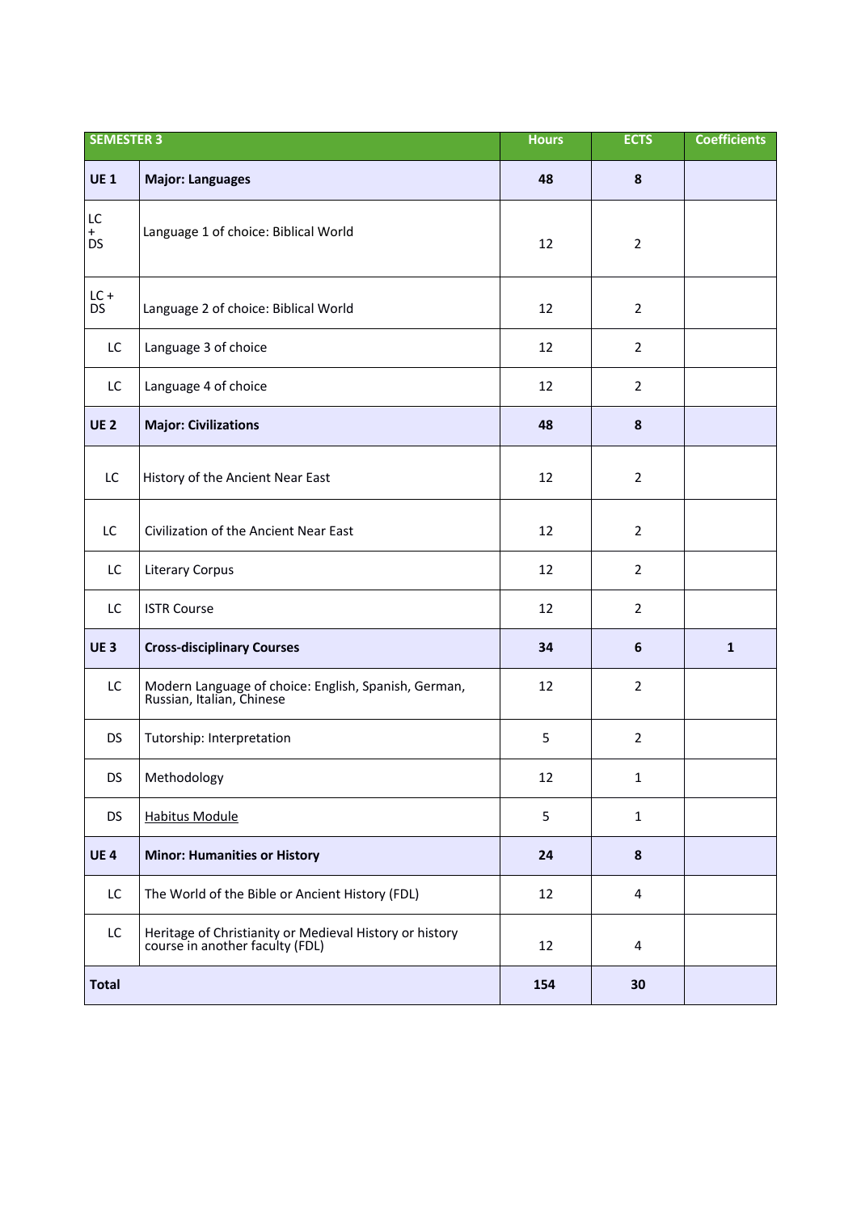| SEMESTER 3 | | Hours | ECTS | Coefficients |
|---|---|---|---|---|
| **UE 1** | **Major: Languages** | **48** | **8** | |
| LC + DS | Language 1 of choice: Biblical World | 12 | 2 | |
| LC + DS | Language 2 of choice: Biblical World | 12 | 2 | |
| LC | Language 3 of choice | 12 | 2 | |
| LC | Language 4 of choice | 12 | 2 | |
| **UE 2** | **Major: Civilizations** | **48** | **8** | |
| LC | History of the Ancient Near East | 12 | 2 | |
| LC | Civilization of the Ancient Near East | 12 | 2 | |
| LC | Literary Corpus | 12 | 2 | |
| LC | ISTR Course | 12 | 2 | |
| **UE 3** | **Cross-disciplinary Courses** | **34** | **6** | **1** |
| LC | Modern Language of choice: English, Spanish, German, Russian, Italian, Chinese | 12 | 2 | |
| DS | Tutorship: Interpretation | 5 | 2 | |
| DS | Methodology | 12 | 1 | |
| DS | Habitus Module | 5 | 1 | |
| **UE 4** | **Minor: Humanities or History** | **24** | **8** | |
| LC | The World of the Bible or Ancient History (FDL) | 12 | 4 | |
| LC | Heritage of Christianity or Medieval History or history course in another faculty (FDL) | 12 | 4 | |
| **Total** | | **154** | **30** | |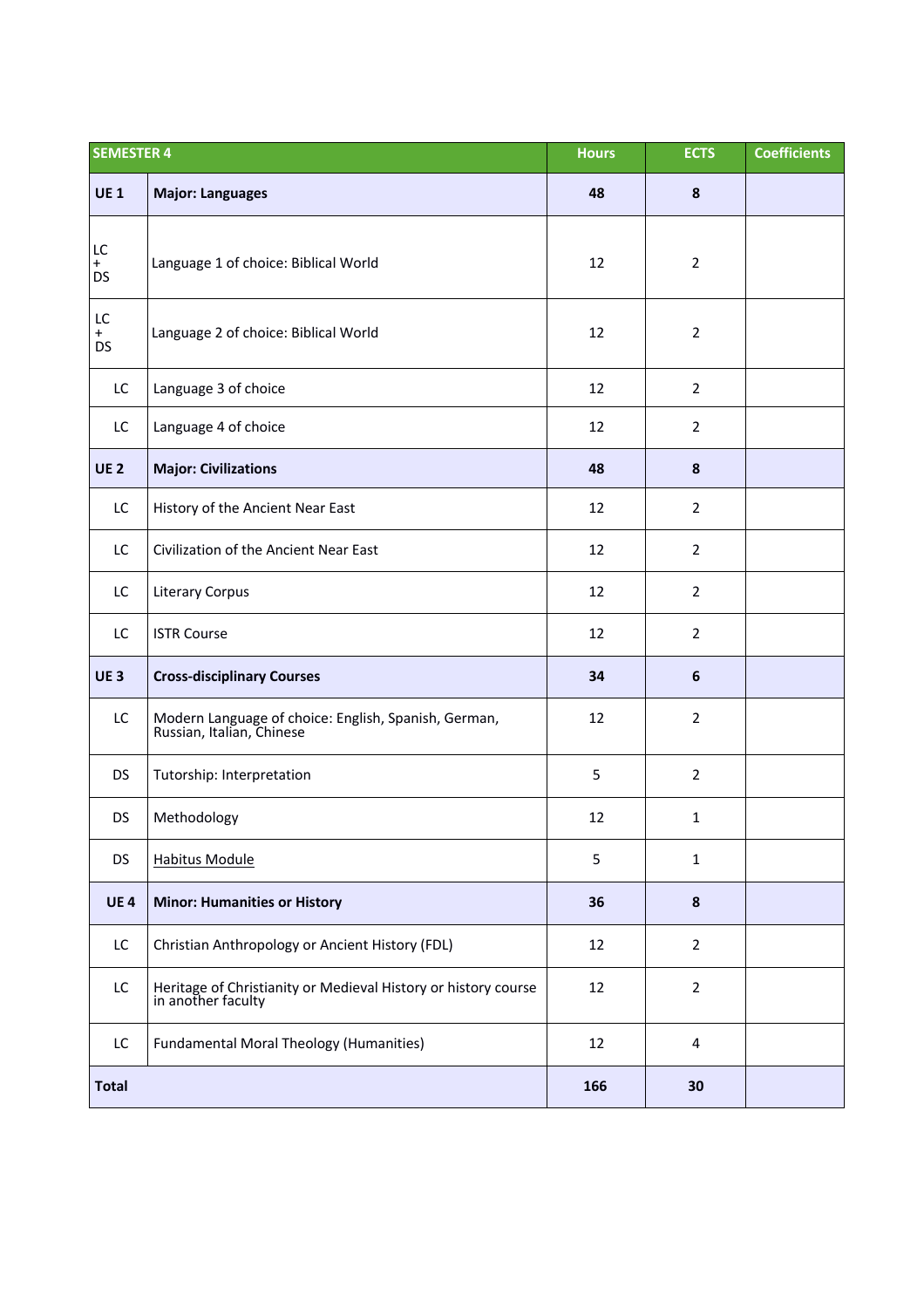| SEMESTER 4 | | Hours | ECTS | Coefficients |
|---|---|---|---|---|
| **UE 1** | **Major: Languages** | **48** | **8** | |
| LC + DS | Language 1 of choice: Biblical World | 12 | 2 | |
| LC + DS | Language 2 of choice: Biblical World | 12 | 2 | |
| LC | Language 3 of choice | 12 | 2 | |
| LC | Language 4 of choice | 12 | 2 | |
| **UE 2** | **Major: Civilizations** | **48** | **8** | |
| LC | History of the Ancient Near East | 12 | 2 | |
| LC | Civilization of the Ancient Near East | 12 | 2 | |
| LC | Literary Corpus | 12 | 2 | |
| LC | ISTR Course | 12 | 2 | |
| **UE 3** | **Cross-disciplinary Courses** | **34** | **6** | |
| LC | Modern Language of choice: English, Spanish, German, Russian, Italian, Chinese | 12 | 2 | |
| DS | Tutorship: Interpretation | 5 | 2 | |
| DS | Methodology | 12 | 1 | |
| DS | Habitus Module | 5 | 1 | |
| **UE 4** | **Minor: Humanities or History** | **36** | **8** | |
| LC | Christian Anthropology or Ancient History (FDL) | 12 | 2 | |
| LC | Heritage of Christianity or Medieval History or history course in another faculty | 12 | 2 | |
| LC | Fundamental Moral Theology (Humanities) | 12 | 4 | |
| **Total** | | **166** | **30** | |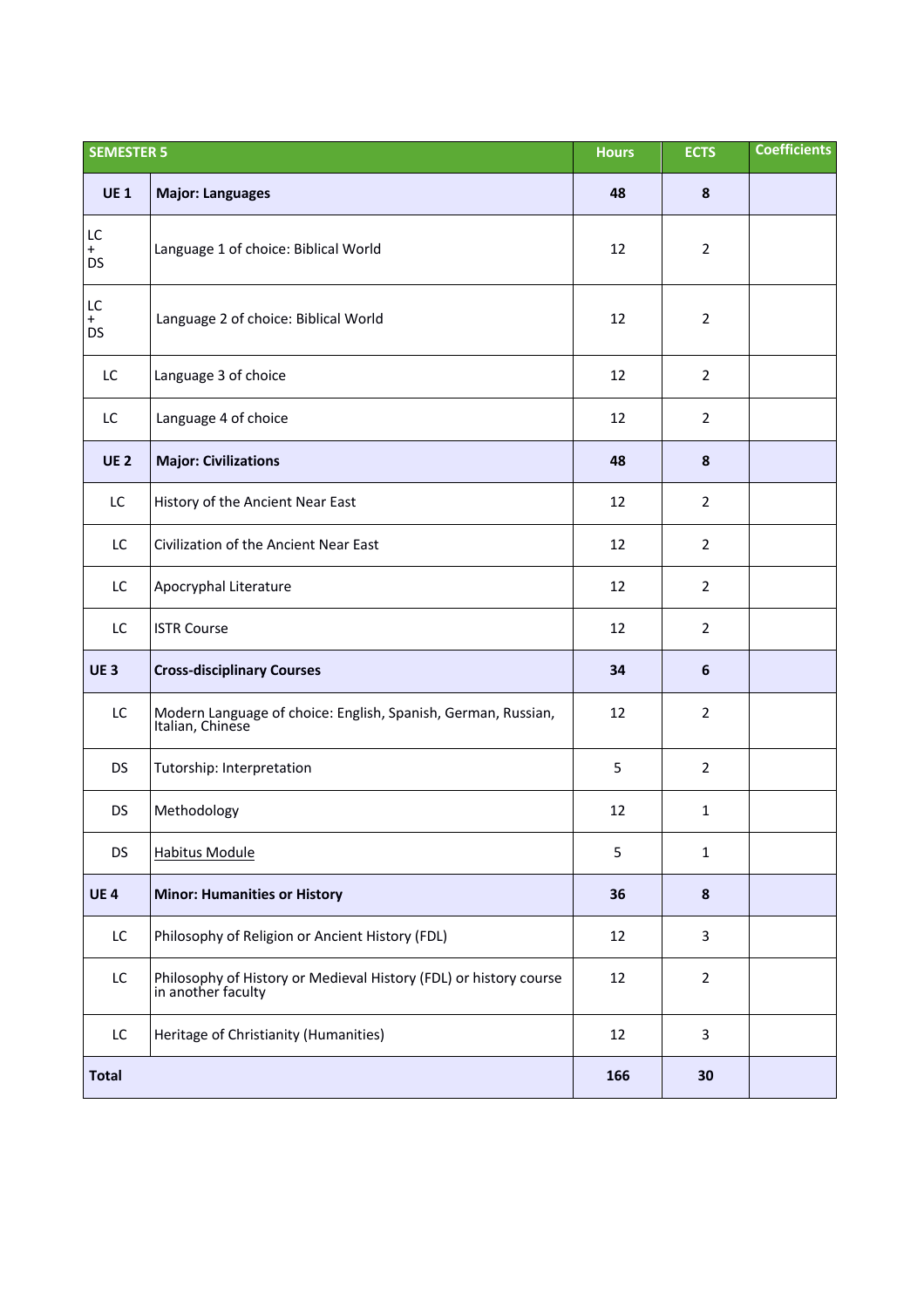| SEMESTER 5 | | Hours | ECTS | Coefficients |
|---|---|---|---|---|
| **UE 1** | **Major: Languages** | **48** | **8** | |
| LC + DS | Language 1 of choice: Biblical World | 12 | 2 | |
| LC + DS | Language 2 of choice: Biblical World | 12 | 2 | |
| LC | Language 3 of choice | 12 | 2 | |
| LC | Language 4 of choice | 12 | 2 | |
| **UE 2** | **Major: Civilizations** | **48** | **8** | |
| LC | History of the Ancient Near East | 12 | 2 | |
| LC | Civilization of the Ancient Near East | 12 | 2 | |
| LC | Apocryphal Literature | 12 | 2 | |
| LC | ISTR Course | 12 | 2 | |
| **UE 3** | **Cross-disciplinary Courses** | **34** | **6** | |
| LC | Modern Language of choice: English, Spanish, German, Russian, Italian, Chinese | 12 | 2 | |
| DS | Tutorship: Interpretation | 5 | 2 | |
| DS | Methodology | 12 | 1 | |
| DS | Habitus Module | 5 | 1 | |
| **UE 4** | **Minor: Humanities or History** | **36** | **8** | |
| LC | Philosophy of Religion or Ancient History (FDL) | 12 | 3 | |
| LC | Philosophy of History or Medieval History (FDL) or history course in another faculty | 12 | 2 | |
| LC | Heritage of Christianity (Humanities) | 12 | 3 | |
| **Total** | | **166** | **30** | |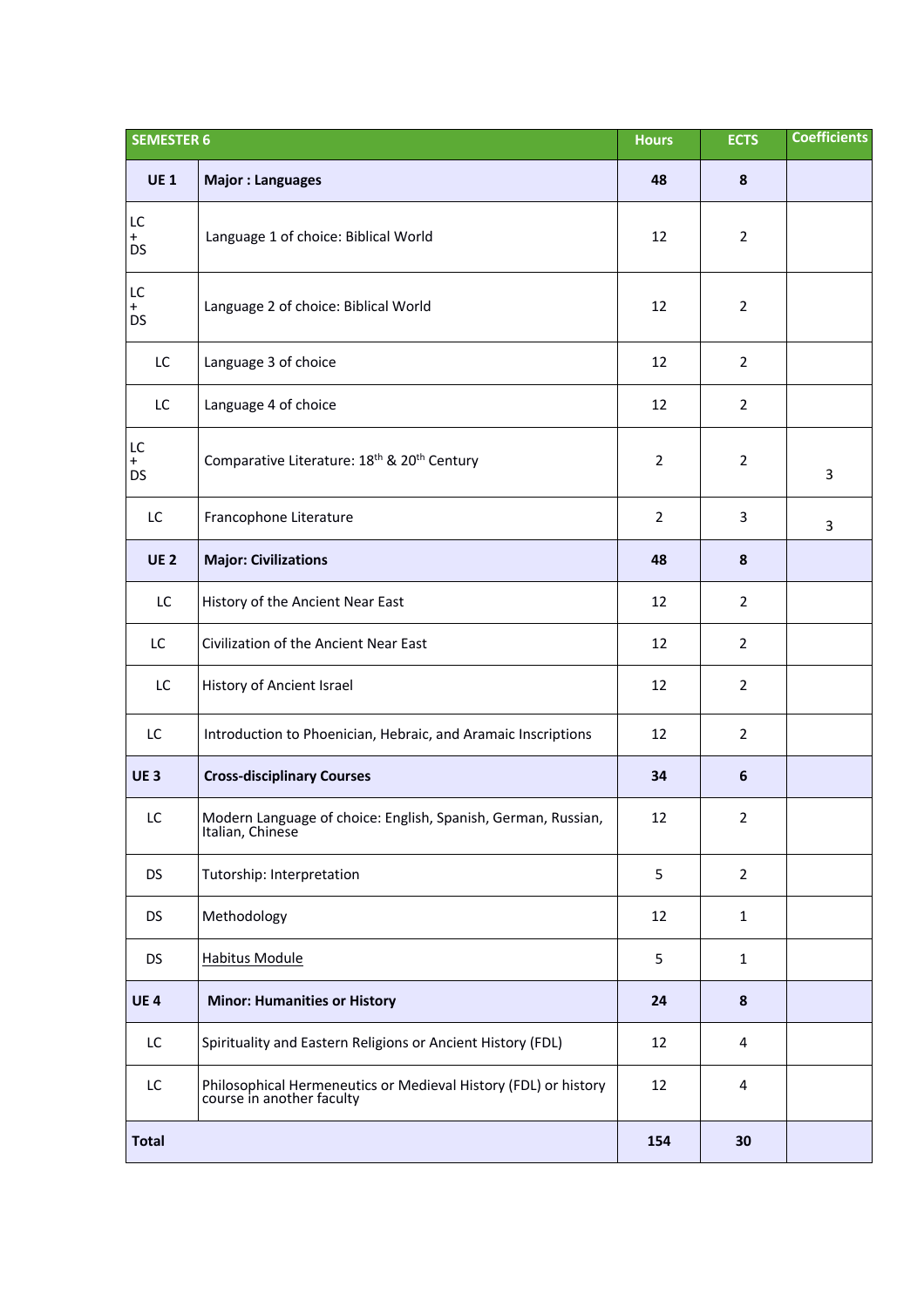| SEMESTER 6 | | Hours | ECTS | Coefficients |
|---|---|---|---|---|
| UE 1 | **Major : Languages** | 48 | 8 | |
| LC + DS | Language 1 of choice: Biblical World | 12 | 2 | |
| LC + DS | Language 2 of choice: Biblical World | 12 | 2 | |
| LC | Language 3 of choice | 12 | 2 | |
| LC | Language 4 of choice | 12 | 2 | |
| LC + DS | Comparative Literature: 18th & 20th Century | 2 | 2 | 3 |
| LC | Francophone Literature | 2 | 3 | 3 |
| UE 2 | **Major: Civilizations** | 48 | 8 | |
| LC | History of the Ancient Near East | 12 | 2 | |
| LC | Civilization of the Ancient Near East | 12 | 2 | |
| LC | History of Ancient Israel | 12 | 2 | |
| LC | Introduction to Phoenician, Hebraic, and Aramaic Inscriptions | 12 | 2 | |
| UE 3 | **Cross-disciplinary Courses** | 34 | 6 | |
| LC | Modern Language of choice: English, Spanish, German, Russian, Italian, Chinese | 12 | 2 | |
| DS | Tutorship: Interpretation | 5 | 2 | |
| DS | Methodology | 12 | 1 | |
| DS | Habitus Module | 5 | 1 | |
| UE 4 | **Minor: Humanities or History** | 24 | 8 | |
| LC | Spirituality and Eastern Religions or Ancient History (FDL) | 12 | 4 | |
| LC | Philosophical Hermeneutics or Medieval History (FDL) or history course in another faculty | 12 | 4 | |
| **Total** | | 154 | 30 | |